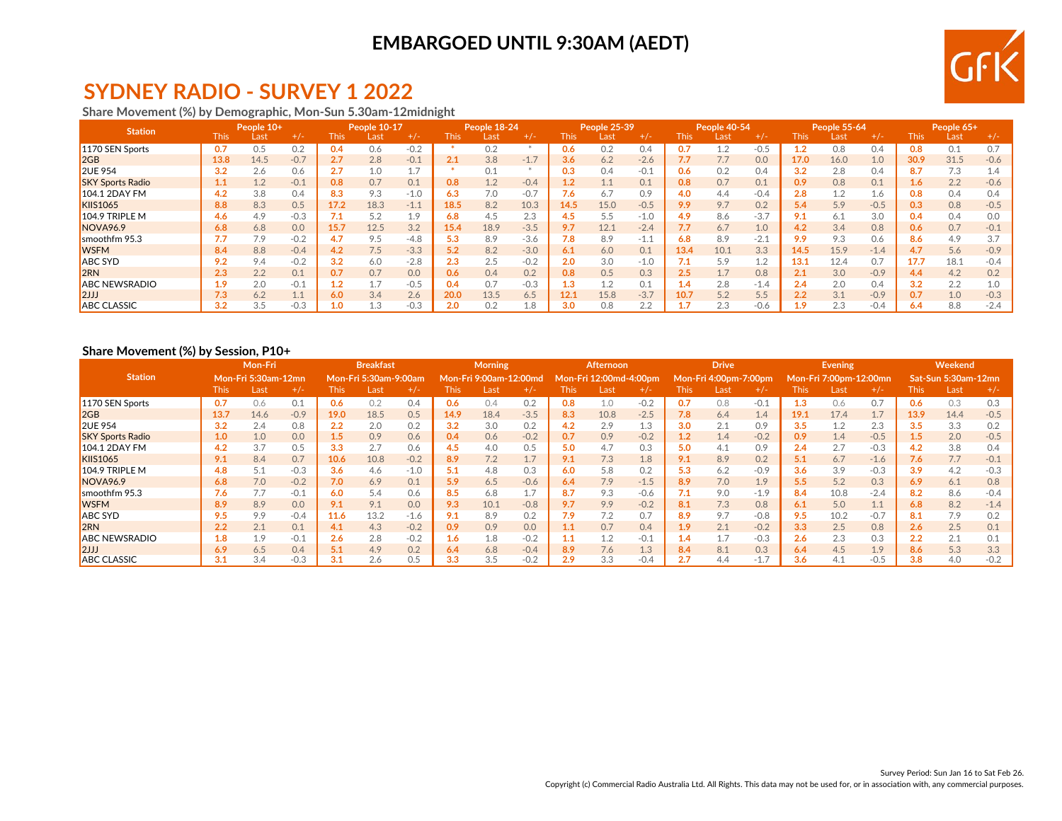# EMBARGOED UNTIL 9:30AM (AEDT)

# SYDNEY RADIO - SURVEY 1 2022

### Share Movement (%) by Demographic, Mon-Sun 5.30am-12midnight

| Station | People 10+ | | | People 10-17 | | | People 18-24 | | | People 25-39 | | | People 40-54 | | | People 55-64 | | | People 65+ | | |
|---|---|---|---|---|---|---|---|---|---|---|---|---|---|---|---|---|---|---|---|---|---|
| | This | Last | +/- | This | Last | +/- | This | Last | +/- | This | Last | +/- | This | Last | +/- | This | Last | +/- | This | Last | +/- |
| 1170 SEN Sports | 0.7 | 0.5 | 0.2 | 0.4 | 0.6 | -0.2 | * | 0.2 | * | 0.6 | 0.2 | 0.4 | 0.7 | 1.2 | -0.5 | 1.2 | 0.8 | 0.4 | 0.8 | 0.1 | 0.7 |
| 2GB | 13.8 | 14.5 | -0.7 | 2.7 | 2.8 | -0.1 | 2.1 | 3.8 | -1.7 | 3.6 | 6.2 | -2.6 | 7.7 | 7.7 | 0.0 | 17.0 | 16.0 | 1.0 | 30.9 | 31.5 | -0.6 |
| 2UE 954 | 3.2 | 2.6 | 0.6 | 2.7 | 1.0 | 1.7 | * | 0.1 | * | 0.3 | 0.4 | -0.1 | 0.6 | 0.2 | 0.4 | 3.2 | 2.8 | 0.4 | 8.7 | 7.3 | 1.4 |
| SKY Sports Radio | 1.1 | 1.2 | -0.1 | 0.8 | 0.7 | 0.1 | 0.8 | 1.2 | -0.4 | 1.2 | 1.1 | 0.1 | 0.8 | 0.7 | 0.1 | 0.9 | 0.8 | 0.1 | 1.6 | 2.2 | -0.6 |
| 104.1 2DAY FM | 4.2 | 3.8 | 0.4 | 8.3 | 9.3 | -1.0 | 6.3 | 7.0 | -0.7 | 7.6 | 6.7 | 0.9 | 4.0 | 4.4 | -0.4 | 2.8 | 1.2 | 1.6 | 0.8 | 0.4 | 0.4 |
| KIIS1065 | 8.8 | 8.3 | 0.5 | 17.2 | 18.3 | -1.1 | 18.5 | 8.2 | 10.3 | 14.5 | 15.0 | -0.5 | 9.9 | 9.7 | 0.2 | 5.4 | 5.9 | -0.5 | 0.3 | 0.8 | -0.5 |
| 104.9 TRIPLE M | 4.6 | 4.9 | -0.3 | 7.1 | 5.2 | 1.9 | 6.8 | 4.5 | 2.3 | 4.5 | 5.5 | -1.0 | 4.9 | 8.6 | -3.7 | 9.1 | 6.1 | 3.0 | 0.4 | 0.4 | 0.0 |
| NOVA96.9 | 6.8 | 6.8 | 0.0 | 15.7 | 12.5 | 3.2 | 15.4 | 18.9 | -3.5 | 9.7 | 12.1 | -2.4 | 7.7 | 6.7 | 1.0 | 4.2 | 3.4 | 0.8 | 0.6 | 0.7 | -0.1 |
| smoothfm 95.3 | 7.7 | 7.9 | -0.2 | 4.7 | 9.5 | -4.8 | 5.3 | 8.9 | -3.6 | 7.8 | 8.9 | -1.1 | 6.8 | 8.9 | -2.1 | 9.9 | 9.3 | 0.6 | 8.6 | 4.9 | 3.7 |
| WSFM | 8.4 | 8.8 | -0.4 | 4.2 | 7.5 | -3.3 | 5.2 | 8.2 | -3.0 | 6.1 | 6.0 | 0.1 | 13.4 | 10.1 | 3.3 | 14.5 | 15.9 | -1.4 | 4.7 | 5.6 | -0.9 |
| ABC SYD | 9.2 | 9.4 | -0.2 | 3.2 | 6.0 | -2.8 | 2.3 | 2.5 | -0.2 | 2.0 | 3.0 | -1.0 | 7.1 | 5.9 | 1.2 | 13.1 | 12.4 | 0.7 | 17.7 | 18.1 | -0.4 |
| 2RN | 2.3 | 2.2 | 0.1 | 0.7 | 0.7 | 0.0 | 0.6 | 0.4 | 0.2 | 0.8 | 0.5 | 0.3 | 2.5 | 1.7 | 0.8 | 2.1 | 3.0 | -0.9 | 4.4 | 4.2 | 0.2 |
| ABC NEWSRADIO | 1.9 | 2.0 | -0.1 | 1.2 | 1.7 | -0.5 | 0.4 | 0.7 | -0.3 | 1.3 | 1.2 | 0.1 | 1.4 | 2.8 | -1.4 | 2.4 | 2.0 | 0.4 | 3.2 | 2.2 | 1.0 |
| 2JJJ | 7.3 | 6.2 | 1.1 | 6.0 | 3.4 | 2.6 | 20.0 | 13.5 | 6.5 | 12.1 | 15.8 | -3.7 | 10.7 | 5.2 | 5.5 | 2.2 | 3.1 | -0.9 | 0.7 | 1.0 | -0.3 |
| ABC CLASSIC | 3.2 | 3.5 | -0.3 | 1.0 | 1.3 | -0.3 | 2.0 | 0.2 | 1.8 | 3.0 | 0.8 | 2.2 | 1.7 | 2.3 | -0.6 | 1.9 | 2.3 | -0.4 | 6.4 | 8.8 | -2.4 |

### Share Movement (%) by Session, P10+

| Station | Mon-Fri | | | Breakfast | | | Morning | | | Afternoon | | | Drive | | | Evening | | | Weekend | | |
|---|---|---|---|---|---|---|---|---|---|---|---|---|---|---|---|---|---|---|---|---|---|
| | Mon-Fri 5:30am-12mn | | | Mon-Fri 5:30am-9:00am | | | Mon-Fri 9:00am-12:00md | | | Mon-Fri 12:00md-4:00pm | | | Mon-Fri 4:00pm-7:00pm | | | Mon-Fri 7:00pm-12:00mn | | | Sat-Sun 5:30am-12mn | | |
| | This | Last | +/- | This | Last | +/- | This | Last | +/- | This | Last | +/- | This | Last | +/- | This | Last | +/- | This | Last | +/- |
| 1170 SEN Sports | 0.7 | 0.6 | 0.1 | 0.6 | 0.2 | 0.4 | 0.6 | 0.4 | 0.2 | 0.8 | 1.0 | -0.2 | 0.7 | 0.8 | -0.1 | 1.3 | 0.6 | 0.7 | 0.6 | 0.3 | 0.3 |
| 2GB | 13.7 | 14.6 | -0.9 | 19.0 | 18.5 | 0.5 | 14.9 | 18.4 | -3.5 | 8.3 | 10.8 | -2.5 | 7.8 | 6.4 | 1.4 | 19.1 | 17.4 | 1.7 | 13.9 | 14.4 | -0.5 |
| 2UE 954 | 3.2 | 2.4 | 0.8 | 2.2 | 2.0 | 0.2 | 3.2 | 3.0 | 0.2 | 4.2 | 2.9 | 1.3 | 3.0 | 2.1 | 0.9 | 3.5 | 1.2 | 2.3 | 3.5 | 3.3 | 0.2 |
| SKY Sports Radio | 1.0 | 1.0 | 0.0 | 1.5 | 0.9 | 0.6 | 0.4 | 0.6 | -0.2 | 0.7 | 0.9 | -0.2 | 1.2 | 1.4 | -0.2 | 0.9 | 1.4 | -0.5 | 1.5 | 2.0 | -0.5 |
| 104.1 2DAY FM | 4.2 | 3.7 | 0.5 | 3.3 | 2.7 | 0.6 | 4.5 | 4.0 | 0.5 | 5.0 | 4.7 | 0.3 | 5.0 | 4.1 | 0.9 | 2.4 | 2.7 | -0.3 | 4.2 | 3.8 | 0.4 |
| KIIS1065 | 9.1 | 8.4 | 0.7 | 10.6 | 10.8 | -0.2 | 8.9 | 7.2 | 1.7 | 9.1 | 7.3 | 1.8 | 9.1 | 8.9 | 0.2 | 5.1 | 6.7 | -1.6 | 7.6 | 7.7 | -0.1 |
| 104.9 TRIPLE M | 4.8 | 5.1 | -0.3 | 3.6 | 4.6 | -1.0 | 5.1 | 4.8 | 0.3 | 6.0 | 5.8 | 0.2 | 5.3 | 6.2 | -0.9 | 3.6 | 3.9 | -0.3 | 3.9 | 4.2 | -0.3 |
| NOVA96.9 | 6.8 | 7.0 | -0.2 | 7.0 | 6.9 | 0.1 | 5.9 | 6.5 | -0.6 | 6.4 | 7.9 | -1.5 | 8.9 | 7.0 | 1.9 | 5.5 | 5.2 | 0.3 | 6.9 | 6.1 | 0.8 |
| smoothfm 95.3 | 7.6 | 7.7 | -0.1 | 6.0 | 5.4 | 0.6 | 8.5 | 6.8 | 1.7 | 8.7 | 9.3 | -0.6 | 7.1 | 9.0 | -1.9 | 8.4 | 10.8 | -2.4 | 8.2 | 8.6 | -0.4 |
| WSFM | 8.9 | 8.9 | 0.0 | 9.1 | 9.1 | 0.0 | 9.3 | 10.1 | -0.8 | 9.7 | 9.9 | -0.2 | 8.1 | 7.3 | 0.8 | 6.1 | 5.0 | 1.1 | 6.8 | 8.2 | -1.4 |
| ABC SYD | 9.5 | 9.9 | -0.4 | 11.6 | 13.2 | -1.6 | 9.1 | 8.9 | 0.2 | 7.9 | 7.2 | 0.7 | 8.9 | 9.7 | -0.8 | 9.5 | 10.2 | -0.7 | 8.1 | 7.9 | 0.2 |
| 2RN | 2.2 | 2.1 | 0.1 | 4.1 | 4.3 | -0.2 | 0.9 | 0.9 | 0.0 | 1.1 | 0.7 | 0.4 | 1.9 | 2.1 | -0.2 | 3.3 | 2.5 | 0.8 | 2.6 | 2.5 | 0.1 |
| ABC NEWSRADIO | 1.8 | 1.9 | -0.1 | 2.6 | 2.8 | -0.2 | 1.6 | 1.8 | -0.2 | 1.1 | 1.2 | -0.1 | 1.4 | 1.7 | -0.3 | 2.6 | 2.3 | 0.3 | 2.2 | 2.1 | 0.1 |
| 2JJJ | 6.9 | 6.5 | 0.4 | 5.1 | 4.9 | 0.2 | 6.4 | 6.8 | -0.4 | 8.9 | 7.6 | 1.3 | 8.4 | 8.1 | 0.3 | 6.4 | 4.5 | 1.9 | 8.6 | 5.3 | 3.3 |
| ABC CLASSIC | 3.1 | 3.4 | -0.3 | 3.1 | 2.6 | 0.5 | 3.3 | 3.5 | -0.2 | 2.9 | 3.3 | -0.4 | 2.7 | 4.4 | -1.7 | 3.6 | 4.1 | -0.5 | 3.8 | 4.0 | -0.2 |

Survey Period: Sun Jan 16 to Sat Feb 26.

Copyright (c) Commercial Radio Australia Ltd. All Rights. This data may not be used for, or in association with, any commercial purposes.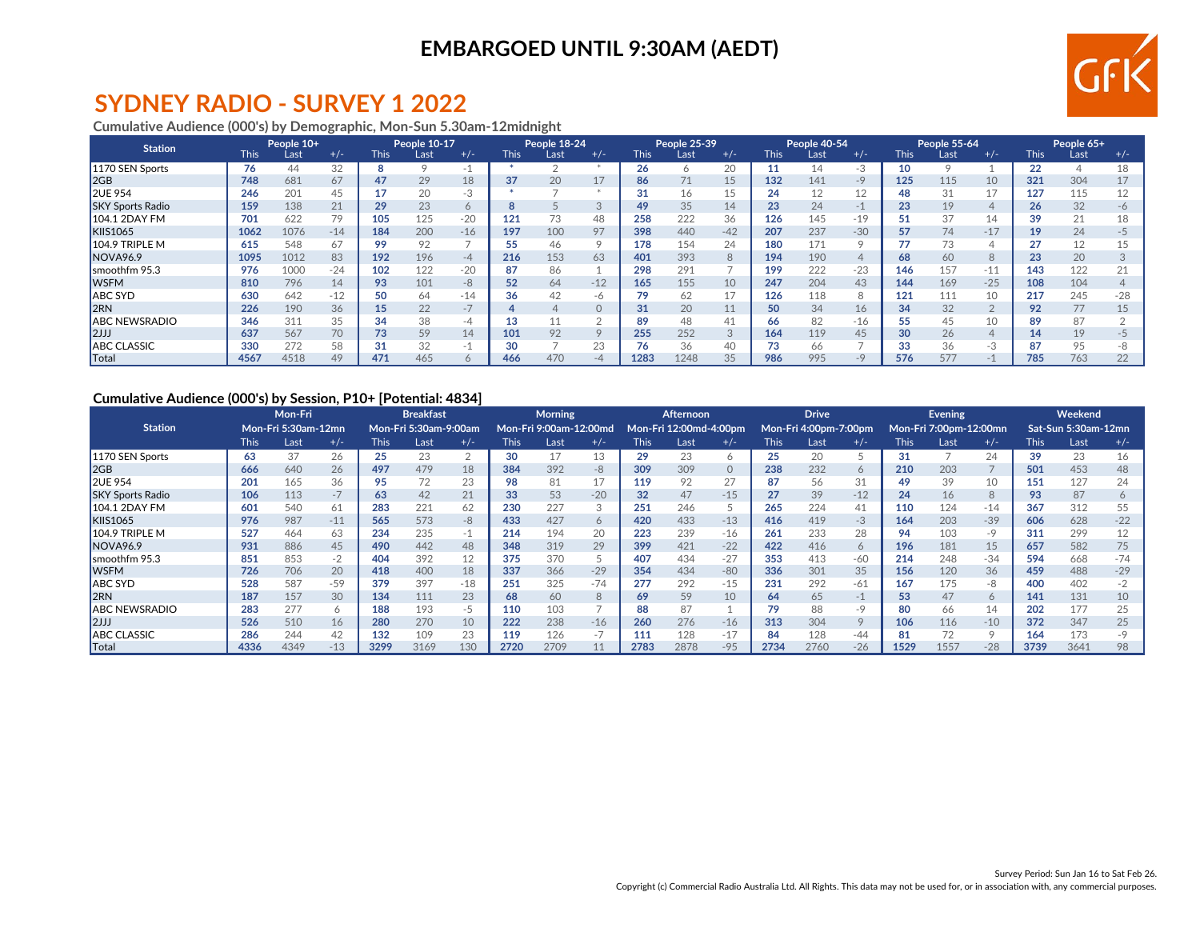**EMBARGOED UNTIL 9:30AM (AEDT)**

# SYDNEY RADIO - SURVEY 1 2022

**Cumulative Audience (000's) by Demographic, Mon-Sun 5.30am-12midnight**

| Station | People 10+ | | | People 10-17 | | | People 18-24 | | | People 25-39 | | | People 40-54 | | | People 55-64 | | | People 65+ | | |
|---|---|---|---|---|---|---|---|---|---|---|---|---|---|---|---|---|---|---|---|---|---|
| | This | Last | +/- | This | Last | +/- | This | Last | +/- | This | Last | +/- | This | Last | +/- | This | Last | +/- | This | Last | +/- |
| 1170 SEN Sports | 76 | 44 | 32 | 8 | 9 | -1 | * | 2 | * | 26 | 6 | 20 | 11 | 14 | -3 | 10 | 9 | 1 | 22 | 4 | 18 |
| 2GB | 748 | 681 | 67 | 47 | 29 | 18 | 37 | 20 | 17 | 86 | 71 | 15 | 132 | 141 | -9 | 125 | 115 | 10 | 321 | 304 | 17 |
| 2UE 954 | 246 | 201 | 45 | 17 | 20 | -3 | * | 7 | * | 31 | 16 | 15 | 24 | 12 | 12 | 48 | 31 | 17 | 127 | 115 | 12 |
| SKY Sports Radio | 159 | 138 | 21 | 29 | 23 | 6 | 8 | 5 | 3 | 49 | 35 | 14 | 23 | 24 | -1 | 23 | 19 | 4 | 26 | 32 | -6 |
| 104.1 2DAY FM | 701 | 622 | 79 | 105 | 125 | -20 | 121 | 73 | 48 | 258 | 222 | 36 | 126 | 145 | -19 | 51 | 37 | 14 | 39 | 21 | 18 |
| KIIS1065 | 1062 | 1076 | -14 | 184 | 200 | -16 | 197 | 100 | 97 | 398 | 440 | -42 | 207 | 237 | -30 | 57 | 74 | -17 | 19 | 24 | -5 |
| 104.9 TRIPLE M | 615 | 548 | 67 | 99 | 92 | 7 | 55 | 46 | 9 | 178 | 154 | 24 | 180 | 171 | 9 | 77 | 73 | 4 | 27 | 12 | 15 |
| NOVA96.9 | 1095 | 1012 | 83 | 192 | 196 | -4 | 216 | 153 | 63 | 401 | 393 | 8 | 194 | 190 | 4 | 68 | 60 | 8 | 23 | 20 | 3 |
| smoothfm 95.3 | 976 | 1000 | -24 | 102 | 122 | -20 | 87 | 86 | 1 | 298 | 291 | 7 | 199 | 222 | -23 | 146 | 157 | -11 | 143 | 122 | 21 |
| WSFM | 810 | 796 | 14 | 93 | 101 | -8 | 52 | 64 | -12 | 165 | 155 | 10 | 247 | 204 | 43 | 144 | 169 | -25 | 108 | 104 | 4 |
| ABC SYD | 630 | 642 | -12 | 50 | 64 | -14 | 36 | 42 | -6 | 79 | 62 | 17 | 126 | 118 | 8 | 121 | 111 | 10 | 217 | 245 | -28 |
| 2RN | 226 | 190 | 36 | 15 | 22 | -7 | 4 | 4 | 0 | 31 | 20 | 11 | 50 | 34 | 16 | 34 | 32 | 2 | 92 | 77 | 15 |
| ABC NEWSRADIO | 346 | 311 | 35 | 34 | 38 | -4 | 13 | 11 | 2 | 89 | 48 | 41 | 66 | 82 | -16 | 55 | 45 | 10 | 89 | 87 | 2 |
| 2JJJ | 637 | 567 | 70 | 73 | 59 | 14 | 101 | 92 | 9 | 255 | 252 | 3 | 164 | 119 | 45 | 30 | 26 | 4 | 14 | 19 | -5 |
| ABC CLASSIC | 330 | 272 | 58 | 31 | 32 | -1 | 30 | 7 | 23 | 76 | 36 | 40 | 73 | 66 | 7 | 33 | 36 | -3 | 87 | 95 | -8 |
| Total | 4567 | 4518 | 49 | 471 | 465 | 6 | 466 | 470 | -4 | 1283 | 1248 | 35 | 986 | 995 | -9 | 576 | 577 | -1 | 785 | 763 | 22 |

**Cumulative Audience (000's) by Session, P10+ [Potential: 4834]**

| Station | Mon-Fri Mon-Fri 5:30am-12mn | | | Breakfast Mon-Fri 5:30am-9:00am | | | Morning Mon-Fri 9:00am-12:00md | | | Afternoon Mon-Fri 12:00md-4:00pm | | | Drive Mon-Fri 4:00pm-7:00pm | | | Evening Mon-Fri 7:00pm-12:00mn | | | Weekend Sat-Sun 5:30am-12mn | | |
|---|---|---|---|---|---|---|---|---|---|---|---|---|---|---|---|---|---|---|---|---|---|
| | This | Last | +/- | This | Last | +/- | This | Last | +/- | This | Last | +/- | This | Last | +/- | This | Last | +/- | This | Last | +/- |
| 1170 SEN Sports | 63 | 37 | 26 | 25 | 23 | 2 | 30 | 17 | 13 | 29 | 23 | 6 | 25 | 20 | 5 | 31 | 7 | 24 | 39 | 23 | 16 |
| 2GB | 666 | 640 | 26 | 497 | 479 | 18 | 384 | 392 | -8 | 309 | 309 | 0 | 238 | 232 | 6 | 210 | 203 | 7 | 501 | 453 | 48 |
| 2UE 954 | 201 | 165 | 36 | 95 | 72 | 23 | 98 | 81 | 17 | 119 | 92 | 27 | 87 | 56 | 31 | 49 | 39 | 10 | 151 | 127 | 24 |
| SKY Sports Radio | 106 | 113 | -7 | 63 | 42 | 21 | 33 | 53 | -20 | 32 | 47 | -15 | 27 | 39 | -12 | 24 | 16 | 8 | 93 | 87 | 6 |
| 104.1 2DAY FM | 601 | 540 | 61 | 283 | 221 | 62 | 230 | 227 | 3 | 251 | 246 | 5 | 265 | 224 | 41 | 110 | 124 | -14 | 367 | 312 | 55 |
| KIIS1065 | 976 | 987 | -11 | 565 | 573 | -8 | 433 | 427 | 6 | 420 | 433 | -13 | 416 | 419 | -3 | 164 | 203 | -39 | 606 | 628 | -22 |
| 104.9 TRIPLE M | 527 | 464 | 63 | 234 | 235 | -1 | 214 | 194 | 20 | 223 | 239 | -16 | 261 | 233 | 28 | 94 | 103 | -9 | 311 | 299 | 12 |
| NOVA96.9 | 931 | 886 | 45 | 490 | 442 | 48 | 348 | 319 | 29 | 399 | 421 | -22 | 422 | 416 | 6 | 196 | 181 | 15 | 657 | 582 | 75 |
| smoothfm 95.3 | 851 | 853 | -2 | 404 | 392 | 12 | 375 | 370 | 5 | 407 | 434 | -27 | 353 | 413 | -60 | 214 | 248 | -34 | 594 | 668 | -74 |
| WSFM | 726 | 706 | 20 | 418 | 400 | 18 | 337 | 366 | -29 | 354 | 434 | -80 | 336 | 301 | 35 | 156 | 120 | 36 | 459 | 488 | -29 |
| ABC SYD | 528 | 587 | -59 | 379 | 397 | -18 | 251 | 325 | -74 | 277 | 292 | -15 | 231 | 292 | -61 | 167 | 175 | -8 | 400 | 402 | -2 |
| 2RN | 187 | 157 | 30 | 134 | 111 | 23 | 68 | 60 | 8 | 69 | 59 | 10 | 64 | 65 | -1 | 53 | 47 | 6 | 141 | 131 | 10 |
| ABC NEWSRADIO | 283 | 277 | 6 | 188 | 193 | -5 | 110 | 103 | 7 | 88 | 87 | 1 | 79 | 88 | -9 | 80 | 66 | 14 | 202 | 177 | 25 |
| 2JJJ | 526 | 510 | 16 | 280 | 270 | 10 | 222 | 238 | -16 | 260 | 276 | -16 | 313 | 304 | 9 | 106 | 116 | -10 | 372 | 347 | 25 |
| ABC CLASSIC | 286 | 244 | 42 | 132 | 109 | 23 | 119 | 126 | -7 | 111 | 128 | -17 | 84 | 128 | -44 | 81 | 72 | 9 | 164 | 173 | -9 |
| Total | 4336 | 4349 | -13 | 3299 | 3169 | 130 | 2720 | 2709 | 11 | 2783 | 2878 | -95 | 2734 | 2760 | -26 | 1529 | 1557 | -28 | 3739 | 3641 | 98 |

Survey Period: Sun Jan 16 to Sat Feb 26.

Copyright (c) Commercial Radio Australia Ltd. All Rights. This data may not be used for, or in association with, any commercial purposes.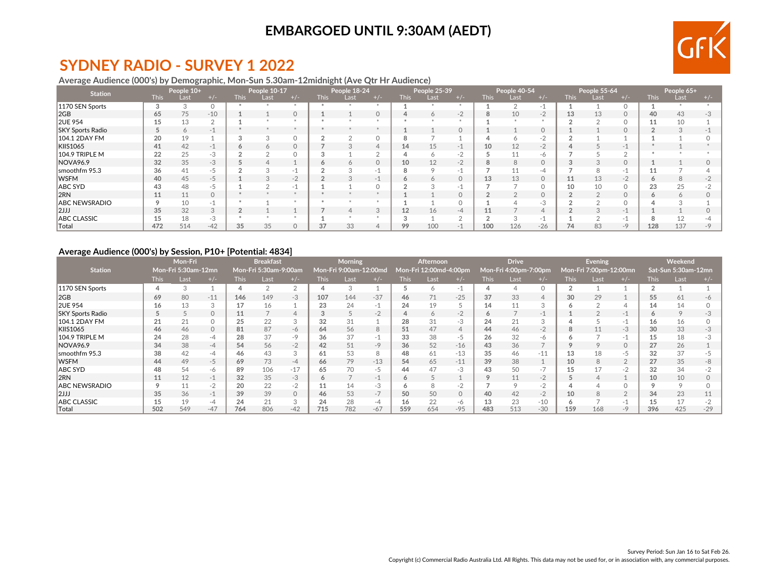# EMBARGOED UNTIL 9:30AM (AEDT)

## SYDNEY RADIO - SURVEY 1 2022

### Average Audience (000's) by Demographic, Mon-Sun 5.30am-12midnight (Ave Qtr Hr Audience)

| Station | People 10+ | | | People 10-17 | | | People 18-24 | | | People 25-39 | | | People 40-54 | | | People 55-64 | | | People 65+ | | |
|---|---|---|---|---|---|---|---|---|---|---|---|---|---|---|---|---|---|---|---|---|---|
| | This | Last | +/- | This | Last | +/- | This | Last | +/- | This | Last | +/- | This | Last | +/- | This | Last | +/- | This | Last | +/- |
| 1170 SEN Sports | 3 | 3 | 0 | * | * | * | * | * | * | 1 | * | * | 1 | 2 | -1 | 1 | 1 | 0 | 1 | * | * |
| 2GB | 65 | 75 | -10 | 1 | 1 | 0 | 1 | 1 | 0 | 4 | 6 | -2 | 8 | 10 | -2 | 13 | 13 | 0 | 40 | 43 | -3 |
| 2UE 954 | 15 | 13 | 2 | 1 | * | * | * | * | * | * | * | * | 1 | * | * | 2 | 2 | 0 | 11 | 10 | 1 |
| SKY Sports Radio | 5 | 6 | -1 | * | * | * | * | * | * | 1 | 1 | 0 | 1 | 1 | 0 | 1 | 1 | 0 | 2 | 3 | -1 |
| 104.1 2DAY FM | 20 | 19 | 1 | 3 | 3 | 0 | 2 | 2 | 0 | 8 | 7 | 1 | 4 | 6 | -2 | 2 | 1 | 1 | 1 | 1 | 0 |
| KIIS1065 | 41 | 42 | -1 | 6 | 6 | 0 | 7 | 3 | 4 | 14 | 15 | -1 | 10 | 12 | -2 | 4 | 5 | -1 | * | 1 | * |
| 104.9 TRIPLE M | 22 | 25 | -3 | 2 | 2 | 0 | 3 | 1 | 2 | 4 | 6 | -2 | 5 | 11 | -6 | 7 | 5 | 2 | * | * | * |
| NOVA96.9 | 32 | 35 | -3 | 5 | 4 | 1 | 6 | 6 | 0 | 10 | 12 | -2 | 8 | 8 | 0 | 3 | 3 | 0 | 1 | 1 | 0 |
| smoothfm 95.3 | 36 | 41 | -5 | 2 | 3 | -1 | 2 | 3 | -1 | 8 | 9 | -1 | 7 | 11 | -4 | 7 | 8 | -1 | 11 | 7 | 4 |
| WSFM | 40 | 45 | -5 | 1 | 3 | -2 | 2 | 3 | -1 | 6 | 6 | 0 | 13 | 13 | 0 | 11 | 13 | -2 | 6 | 8 | -2 |
| ABC SYD | 43 | 48 | -5 | 1 | 2 | -1 | 1 | 1 | 0 | 2 | 3 | -1 | 7 | 7 | 0 | 10 | 10 | 0 | 23 | 25 | -2 |
| 2RN | 11 | 11 | 0 | * | * | * | * | * | * | 1 | 1 | 0 | 2 | 2 | 0 | 2 | 2 | 0 | 6 | 6 | 0 |
| ABC NEWSRADIO | 9 | 10 | -1 | * | 1 | * | * | * | * | 1 | 1 | 0 | 1 | 4 | -3 | 2 | 2 | 0 | 4 | 3 | 1 |
| 2JJJ | 35 | 32 | 3 | 2 | 1 | 1 | 7 | 4 | 3 | 12 | 16 | -4 | 11 | 7 | 4 | 2 | 3 | -1 | 1 | 1 | 0 |
| ABC CLASSIC | 15 | 18 | -3 | * | * | * | 1 | * | * | 3 | 1 | 2 | 2 | 3 | -1 | 1 | 2 | -1 | 8 | 12 | -4 |
| Total | 472 | 514 | -42 | 35 | 35 | 0 | 37 | 33 | 4 | 99 | 100 | -1 | 100 | 126 | -26 | 74 | 83 | -9 | 128 | 137 | -9 |

### Average Audience (000's) by Session, P10+ [Potential: 4834]

| Station | Mon-Fri Mon-Fri 5:30am-12mn | | | Breakfast Mon-Fri 5:30am-9:00am | | | Morning Mon-Fri 9:00am-12:00md | | | Afternoon Mon-Fri 12:00md-4:00pm | | | Drive Mon-Fri 4:00pm-7:00pm | | | Evening Mon-Fri 7:00pm-12:00mn | | | Weekend Sat-Sun 5:30am-12mn | | |
|---|---|---|---|---|---|---|---|---|---|---|---|---|---|---|---|---|---|---|---|---|---|
| | This | Last | +/- | This | Last | +/- | This | Last | +/- | This | Last | +/- | This | Last | +/- | This | Last | +/- | This | Last | +/- |
| 1170 SEN Sports | 4 | 3 | 1 | 4 | 2 | 2 | 4 | 3 | 1 | 5 | 6 | -1 | 4 | 4 | 0 | 2 | 1 | 1 | 2 | 1 | 1 |
| 2GB | 69 | 80 | -11 | 146 | 149 | -3 | 107 | 144 | -37 | 46 | 71 | -25 | 37 | 33 | 4 | 30 | 29 | 1 | 55 | 61 | -6 |
| 2UE 954 | 16 | 13 | 3 | 17 | 16 | 1 | 23 | 24 | -1 | 24 | 19 | 5 | 14 | 11 | 3 | 6 | 2 | 4 | 14 | 14 | 0 |
| SKY Sports Radio | 5 | 5 | 0 | 11 | 7 | 4 | 3 | 5 | -2 | 4 | 6 | -2 | 6 | 7 | -1 | 1 | 2 | -1 | 6 | 9 | -3 |
| 104.1 2DAY FM | 21 | 21 | 0 | 25 | 22 | 3 | 32 | 31 | 1 | 28 | 31 | -3 | 24 | 21 | 3 | 4 | 5 | -1 | 16 | 16 | 0 |
| KIIS1065 | 46 | 46 | 0 | 81 | 87 | -6 | 64 | 56 | 8 | 51 | 47 | 4 | 44 | 46 | -2 | 8 | 11 | -3 | 30 | 33 | -3 |
| 104.9 TRIPLE M | 24 | 28 | -4 | 28 | 37 | -9 | 36 | 37 | -1 | 33 | 38 | -5 | 26 | 32 | -6 | 6 | 7 | -1 | 15 | 18 | -3 |
| NOVA96.9 | 34 | 38 | -4 | 54 | 56 | -2 | 42 | 51 | -9 | 36 | 52 | -16 | 43 | 36 | 7 | 9 | 9 | 0 | 27 | 26 | 1 |
| smoothfm 95.3 | 38 | 42 | -4 | 46 | 43 | 3 | 61 | 53 | 8 | 48 | 61 | -13 | 35 | 46 | -11 | 13 | 18 | -5 | 32 | 37 | -5 |
| WSFM | 44 | 49 | -5 | 69 | 73 | -4 | 66 | 79 | -13 | 54 | 65 | -11 | 39 | 38 | 1 | 10 | 8 | 2 | 27 | 35 | -8 |
| ABC SYD | 48 | 54 | -6 | 89 | 106 | -17 | 65 | 70 | -5 | 44 | 47 | -3 | 43 | 50 | -7 | 15 | 17 | -2 | 32 | 34 | -2 |
| 2RN | 11 | 12 | -1 | 32 | 35 | -3 | 6 | 7 | -1 | 6 | 5 | 1 | 9 | 11 | -2 | 5 | 4 | 1 | 10 | 10 | 0 |
| ABC NEWSRADIO | 9 | 11 | -2 | 20 | 22 | -2 | 11 | 14 | -3 | 6 | 8 | -2 | 7 | 9 | -2 | 4 | 4 | 0 | 9 | 9 | 0 |
| 2JJJ | 35 | 36 | -1 | 39 | 39 | 0 | 46 | 53 | -7 | 50 | 50 | 0 | 40 | 42 | -2 | 10 | 8 | 2 | 34 | 23 | 11 |
| ABC CLASSIC | 15 | 19 | -4 | 24 | 21 | 3 | 24 | 28 | -4 | 16 | 22 | -6 | 13 | 23 | -10 | 6 | 7 | -1 | 15 | 17 | -2 |
| Total | 502 | 549 | -47 | 764 | 806 | -42 | 715 | 782 | -67 | 559 | 654 | -95 | 483 | 513 | -30 | 159 | 168 | -9 | 396 | 425 | -29 |

Survey Period: Sun Jan 16 to Sat Feb 26.

Copyright (c) Commercial Radio Australia Ltd. All Rights. This data may not be used for, or in association with, any commercial purposes.